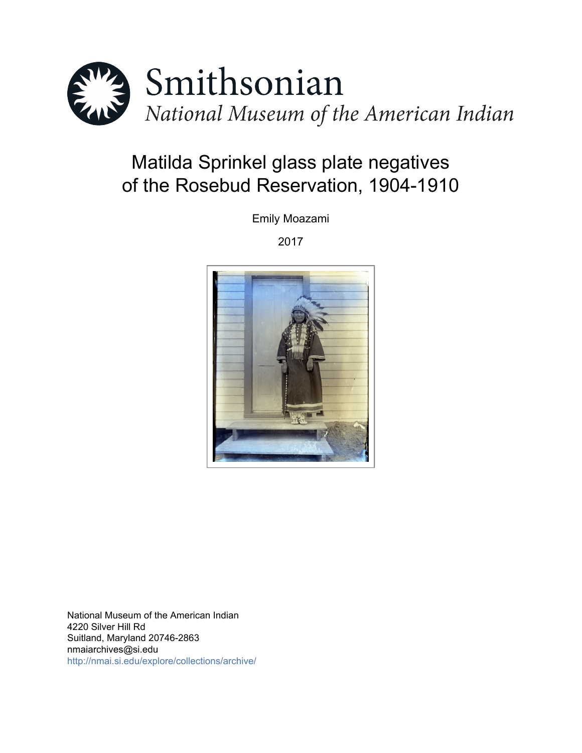Smithsonian

*National Museum of the American Indian*

# Matilda Sprinkel glass plate negatives of the Rosebud Reservation, 1904-1910

Emily Moazami

2017

National Museum of the American Indian
4220 Silver Hill Rd
Suitland, Maryland 20746-2863
nmaiarchives@si.edu
http://nmai.si.edu/explore/collections/archive/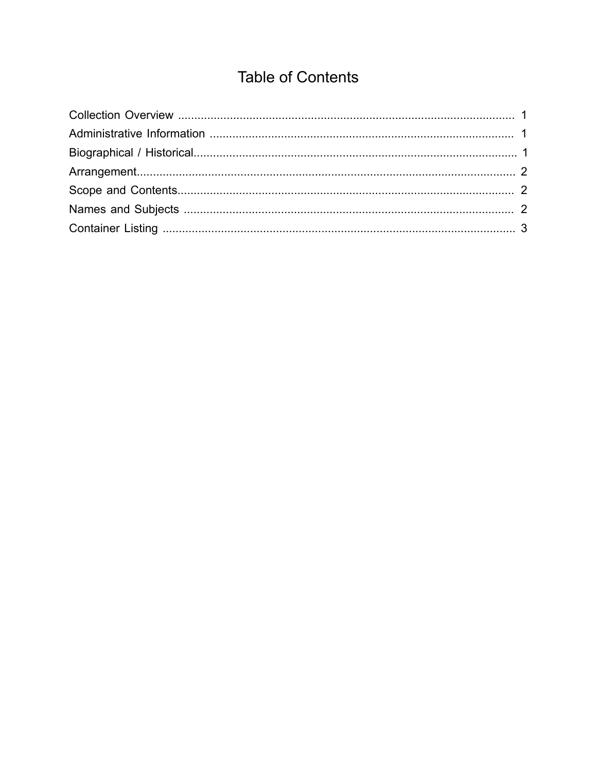# Table of Contents

Collection Overview ........................................................................................................ 1
Administrative Information .............................................................................................. 1
Biographical / Historical.................................................................................................... 1
Arrangement...................................................................................................................... 2
Scope and Contents.......................................................................................................... 2
Names and Subjects ........................................................................................................ 2
Container Listing .............................................................................................................. 3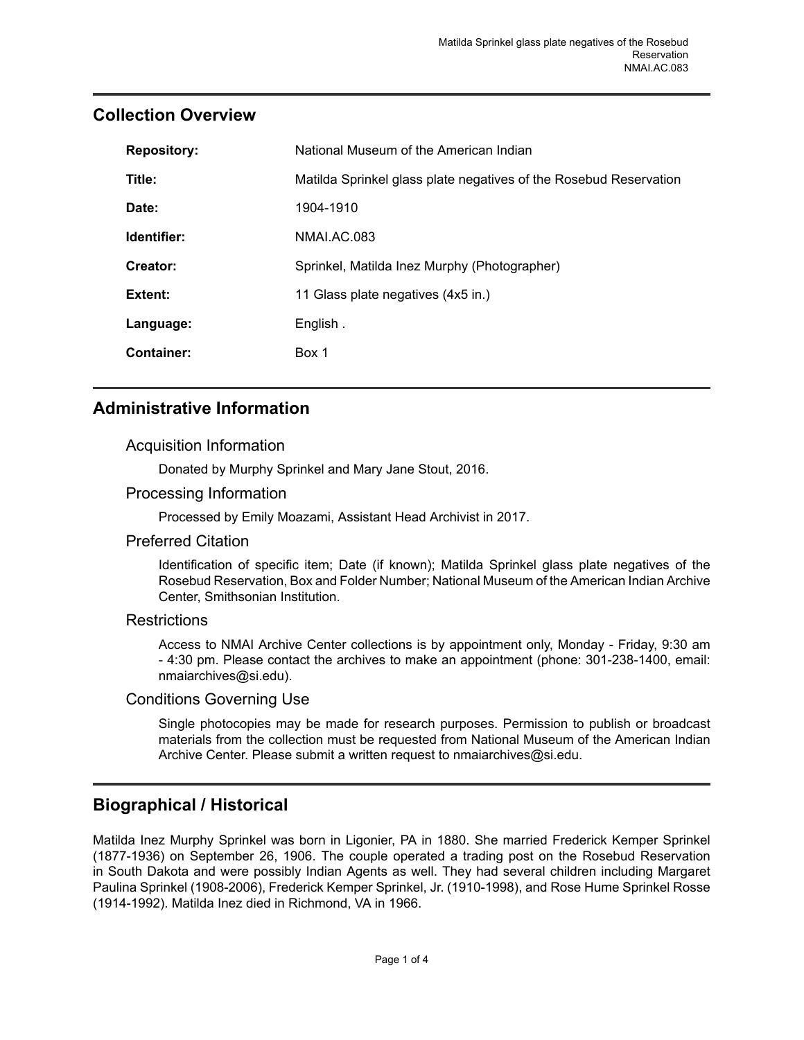## Collection Overview

| | |
|---|---|
| **Repository:** | National Museum of the American Indian |
| **Title:** | Matilda Sprinkel glass plate negatives of the Rosebud Reservation |
| **Date:** | 1904-1910 |
| **Identifier:** | NMAI.AC.083 |
| **Creator:** | Sprinkel, Matilda Inez Murphy (Photographer) |
| **Extent:** | 11 Glass plate negatives (4x5 in.) |
| **Language:** | English . |
| **Container:** | Box 1 |

## Administrative Information

### Acquisition Information

Donated by Murphy Sprinkel and Mary Jane Stout, 2016.

### Processing Information

Processed by Emily Moazami, Assistant Head Archivist in 2017.

### Preferred Citation

Identification of specific item; Date (if known); Matilda Sprinkel glass plate negatives of the Rosebud Reservation, Box and Folder Number; National Museum of the American Indian Archive Center, Smithsonian Institution.

### Restrictions

Access to NMAI Archive Center collections is by appointment only, Monday - Friday, 9:30 am - 4:30 pm. Please contact the archives to make an appointment (phone: 301-238-1400, email: nmaiarchives@si.edu).

### Conditions Governing Use

Single photocopies may be made for research purposes. Permission to publish or broadcast materials from the collection must be requested from National Museum of the American Indian Archive Center. Please submit a written request to nmaiarchives@si.edu.

## Biographical / Historical

Matilda Inez Murphy Sprinkel was born in Ligonier, PA in 1880. She married Frederick Kemper Sprinkel (1877-1936) on September 26, 1906. The couple operated a trading post on the Rosebud Reservation in South Dakota and were possibly Indian Agents as well. They had several children including Margaret Paulina Sprinkel (1908-2006), Frederick Kemper Sprinkel, Jr. (1910-1998), and Rose Hume Sprinkel Rosse (1914-1992). Matilda Inez died in Richmond, VA in 1966.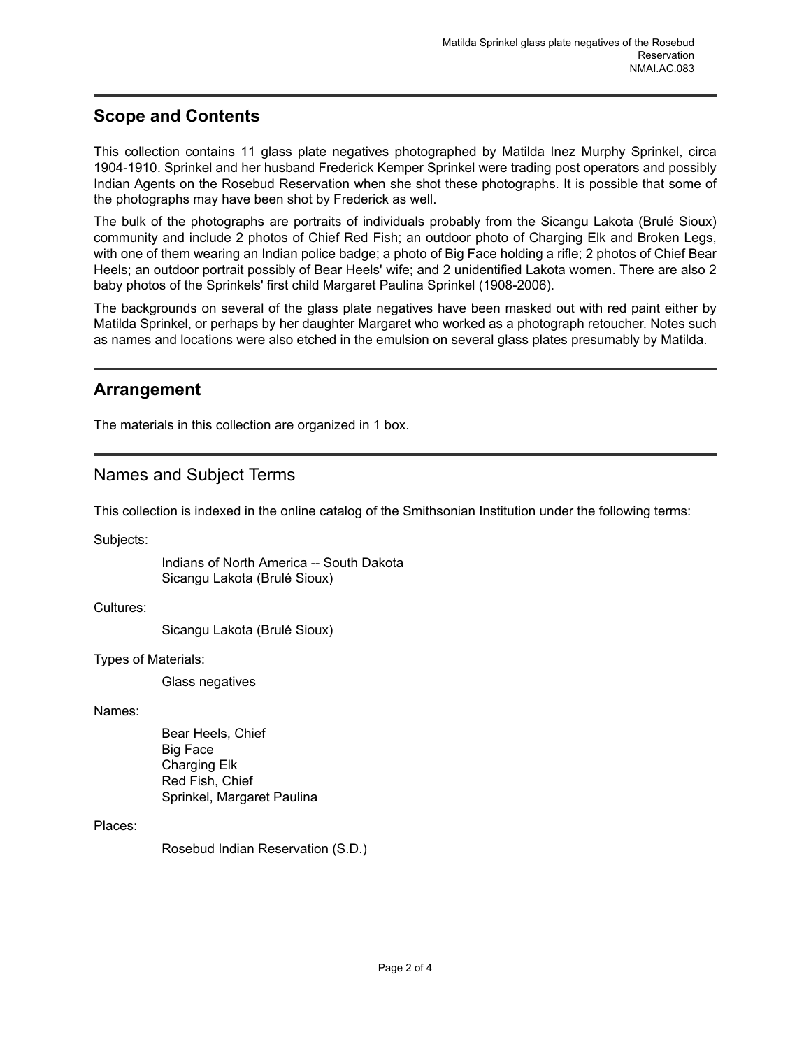## Scope and Contents

This collection contains 11 glass plate negatives photographed by Matilda Inez Murphy Sprinkel, circa 1904-1910. Sprinkel and her husband Frederick Kemper Sprinkel were trading post operators and possibly Indian Agents on the Rosebud Reservation when she shot these photographs. It is possible that some of the photographs may have been shot by Frederick as well.

The bulk of the photographs are portraits of individuals probably from the Sicangu Lakota (Brulé Sioux) community and include 2 photos of Chief Red Fish; an outdoor photo of Charging Elk and Broken Legs, with one of them wearing an Indian police badge; a photo of Big Face holding a rifle; 2 photos of Chief Bear Heels; an outdoor portrait possibly of Bear Heels' wife; and 2 unidentified Lakota women. There are also 2 baby photos of the Sprinkels' first child Margaret Paulina Sprinkel (1908-2006).

The backgrounds on several of the glass plate negatives have been masked out with red paint either by Matilda Sprinkel, or perhaps by her daughter Margaret who worked as a photograph retoucher. Notes such as names and locations were also etched in the emulsion on several glass plates presumably by Matilda.

## Arrangement

The materials in this collection are organized in 1 box.

## Names and Subject Terms

This collection is indexed in the online catalog of the Smithsonian Institution under the following terms:

Subjects:

- Indians of North America -- South Dakota
- Sicangu Lakota (Brulé Sioux)

Cultures:

- Sicangu Lakota (Brulé Sioux)

Types of Materials:

- Glass negatives

Names:

- Bear Heels, Chief
- Big Face
- Charging Elk
- Red Fish, Chief
- Sprinkel, Margaret Paulina

Places:

- Rosebud Indian Reservation (S.D.)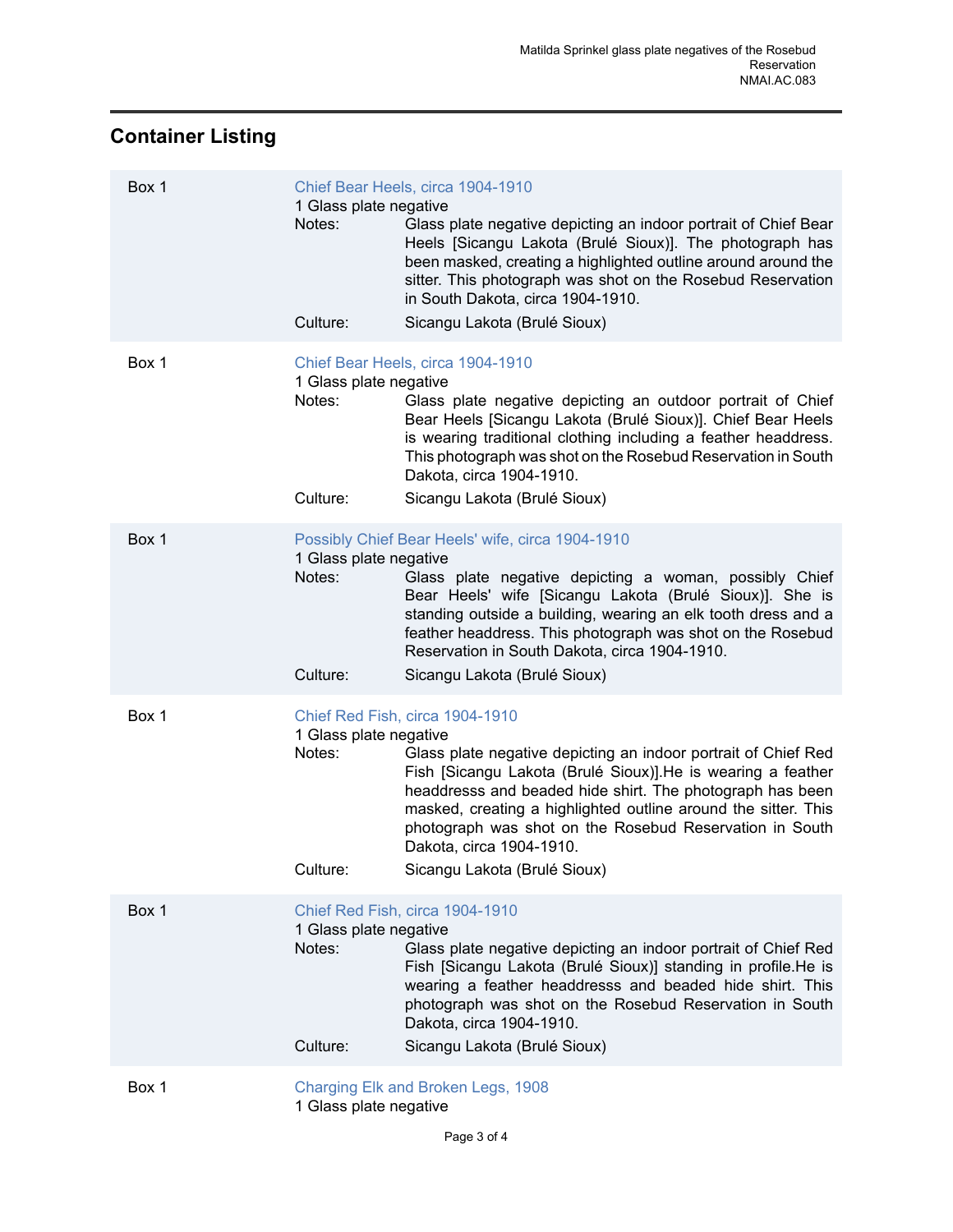## Container Listing

Box 1

Chief Bear Heels, circa 1904-1910

1 Glass plate negative

Notes: Glass plate negative depicting an indoor portrait of Chief Bear Heels [Sicangu Lakota (Brulé Sioux)]. The photograph has been masked, creating a highlighted outline around around the sitter. This photograph was shot on the Rosebud Reservation in South Dakota, circa 1904-1910.

Culture: Sicangu Lakota (Brulé Sioux)

Box 1

Chief Bear Heels, circa 1904-1910

1 Glass plate negative

Notes: Glass plate negative depicting an outdoor portrait of Chief Bear Heels [Sicangu Lakota (Brulé Sioux)]. Chief Bear Heels is wearing traditional clothing including a feather headdress. This photograph was shot on the Rosebud Reservation in South Dakota, circa 1904-1910.

Culture: Sicangu Lakota (Brulé Sioux)

Box 1

Possibly Chief Bear Heels' wife, circa 1904-1910

1 Glass plate negative

Notes: Glass plate negative depicting a woman, possibly Chief Bear Heels' wife [Sicangu Lakota (Brulé Sioux)]. She is standing outside a building, wearing an elk tooth dress and a feather headdress. This photograph was shot on the Rosebud Reservation in South Dakota, circa 1904-1910.

Culture: Sicangu Lakota (Brulé Sioux)

Box 1

Chief Red Fish, circa 1904-1910

1 Glass plate negative

Notes: Glass plate negative depicting an indoor portrait of Chief Red Fish [Sicangu Lakota (Brulé Sioux)].He is wearing a feather headdresss and beaded hide shirt. The photograph has been masked, creating a highlighted outline around the sitter. This photograph was shot on the Rosebud Reservation in South Dakota, circa 1904-1910.

Culture: Sicangu Lakota (Brulé Sioux)

Box 1

Chief Red Fish, circa 1904-1910

1 Glass plate negative

Notes: Glass plate negative depicting an indoor portrait of Chief Red Fish [Sicangu Lakota (Brulé Sioux)] standing in profile.He is wearing a feather headdresss and beaded hide shirt. This photograph was shot on the Rosebud Reservation in South Dakota, circa 1904-1910.

Culture: Sicangu Lakota (Brulé Sioux)

Box 1

Charging Elk and Broken Legs, 1908

1 Glass plate negative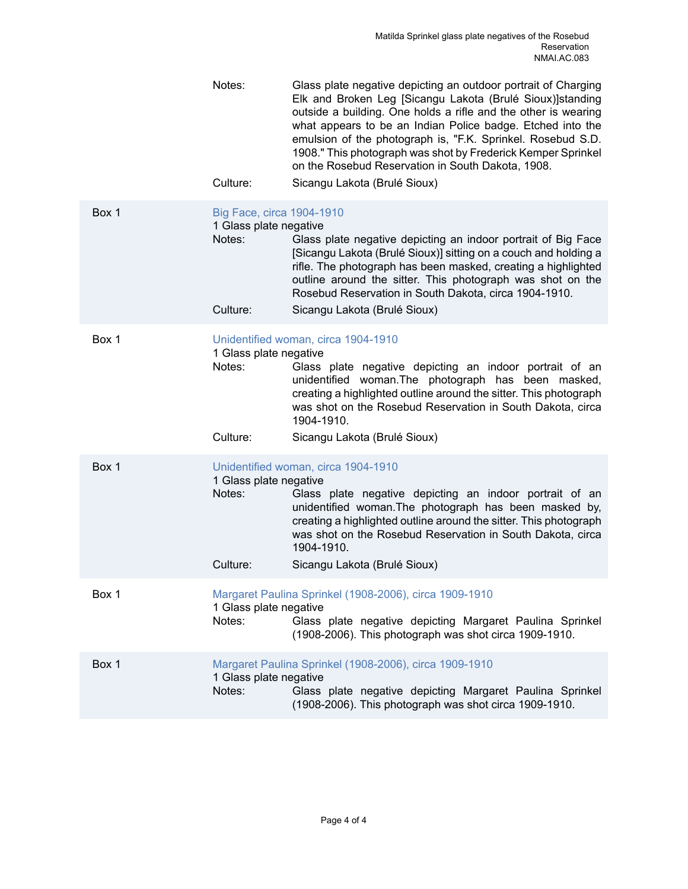Notes: Glass plate negative depicting an outdoor portrait of Charging Elk and Broken Leg [Sicangu Lakota (Brulé Sioux)]standing outside a building. One holds a rifle and the other is wearing what appears to be an Indian Police badge. Etched into the emulsion of the photograph is, "F.K. Sprinkel. Rosebud S.D. 1908." This photograph was shot by Frederick Kemper Sprinkel on the Rosebud Reservation in South Dakota, 1908.

Culture: Sicangu Lakota (Brulé Sioux)

Box 1

Big Face, circa 1904-1910

1 Glass plate negative

Notes: Glass plate negative depicting an indoor portrait of Big Face [Sicangu Lakota (Brulé Sioux)] sitting on a couch and holding a rifle. The photograph has been masked, creating a highlighted outline around the sitter. This photograph was shot on the Rosebud Reservation in South Dakota, circa 1904-1910.

Culture: Sicangu Lakota (Brulé Sioux)

Box 1

Unidentified woman, circa 1904-1910

1 Glass plate negative

Notes: Glass plate negative depicting an indoor portrait of an unidentified woman.The photograph has been masked, creating a highlighted outline around the sitter. This photograph was shot on the Rosebud Reservation in South Dakota, circa 1904-1910.

Culture: Sicangu Lakota (Brulé Sioux)

Box 1

Unidentified woman, circa 1904-1910

1 Glass plate negative

Notes: Glass plate negative depicting an indoor portrait of an unidentified woman.The photograph has been masked by, creating a highlighted outline around the sitter. This photograph was shot on the Rosebud Reservation in South Dakota, circa 1904-1910.

Culture: Sicangu Lakota (Brulé Sioux)

Box 1

Margaret Paulina Sprinkel (1908-2006), circa 1909-1910

1 Glass plate negative

Notes: Glass plate negative depicting Margaret Paulina Sprinkel (1908-2006). This photograph was shot circa 1909-1910.

Box 1

Margaret Paulina Sprinkel (1908-2006), circa 1909-1910

1 Glass plate negative

Notes: Glass plate negative depicting Margaret Paulina Sprinkel (1908-2006). This photograph was shot circa 1909-1910.